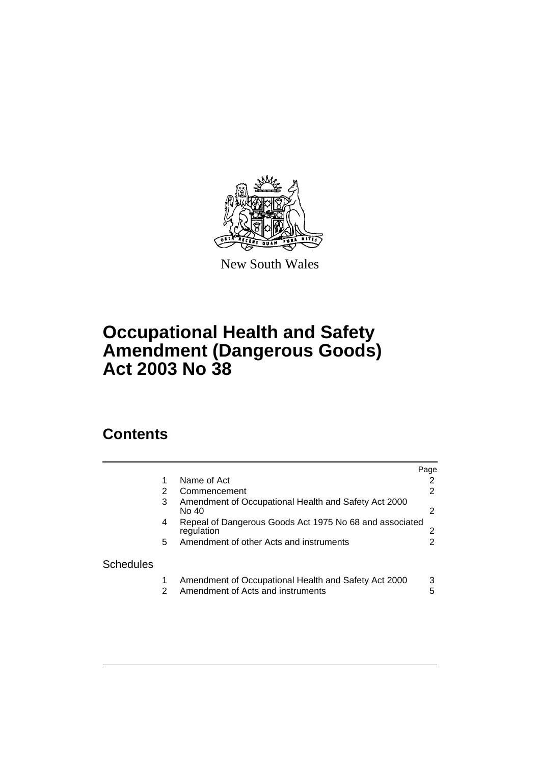New South Wales

# Occupational Health and Safety Amendment (Dangerous Goods) Act 2003 No 38

## Contents

| | | | Page |
|---|---|---|---|
| | 1 | Name of Act | 2 |
| | 2 | Commencement | 2 |
| | 3 | Amendment of Occupational Health and Safety Act 2000 No 40 | 2 |
| | 4 | Repeal of Dangerous Goods Act 1975 No 68 and associated regulation | 2 |
| | 5 | Amendment of other Acts and instruments | 2 |
| Schedules | | | |
| | 1 | Amendment of Occupational Health and Safety Act 2000 | 3 |
| | 2 | Amendment of Acts and instruments | 5 |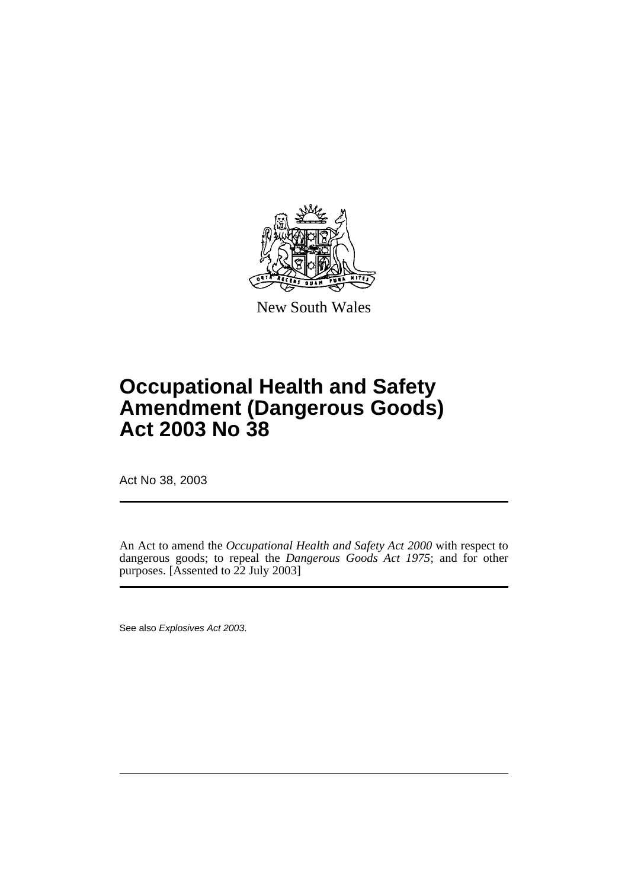New South Wales

# Occupational Health and Safety Amendment (Dangerous Goods) Act 2003 No 38

Act No 38, 2003

An Act to amend the *Occupational Health and Safety Act 2000* with respect to dangerous goods; to repeal the *Dangerous Goods Act 1975*; and for other purposes. [Assented to 22 July 2003]

See also *Explosives Act 2003*.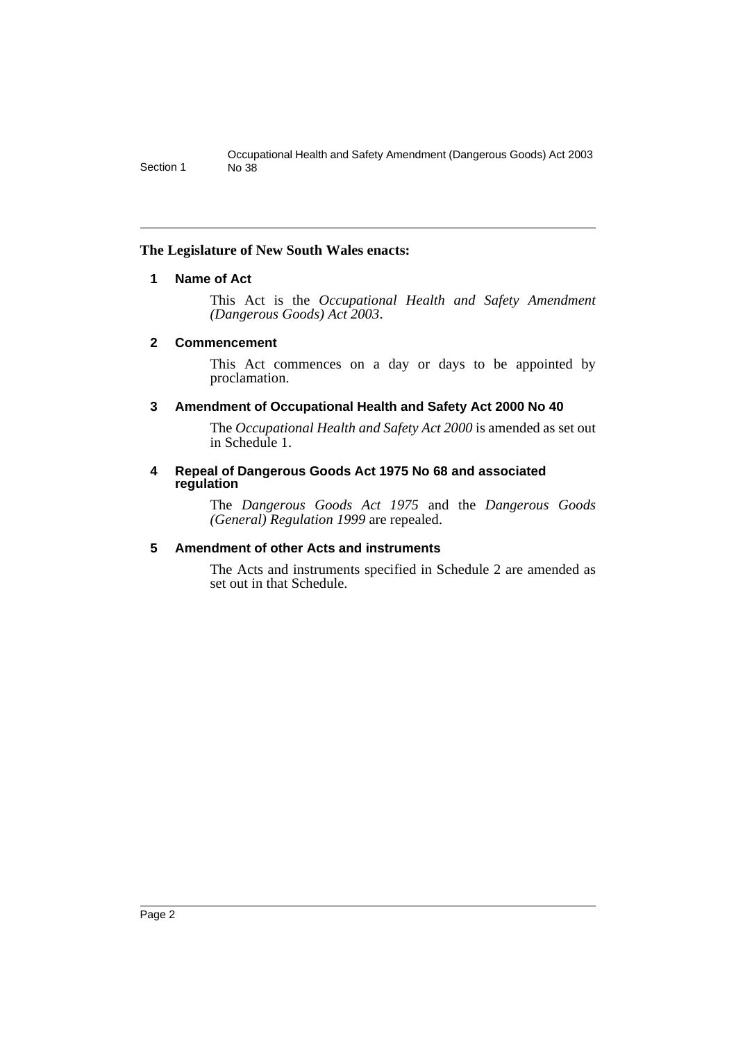**The Legislature of New South Wales enacts:**

### 1 Name of Act

This Act is the *Occupational Health and Safety Amendment (Dangerous Goods) Act 2003*.

### 2 Commencement

This Act commences on a day or days to be appointed by proclamation.

### 3 Amendment of Occupational Health and Safety Act 2000 No 40

The *Occupational Health and Safety Act 2000* is amended as set out in Schedule 1.

### 4 Repeal of Dangerous Goods Act 1975 No 68 and associated regulation

The *Dangerous Goods Act 1975* and the *Dangerous Goods (General) Regulation 1999* are repealed.

### 5 Amendment of other Acts and instruments

The Acts and instruments specified in Schedule 2 are amended as set out in that Schedule.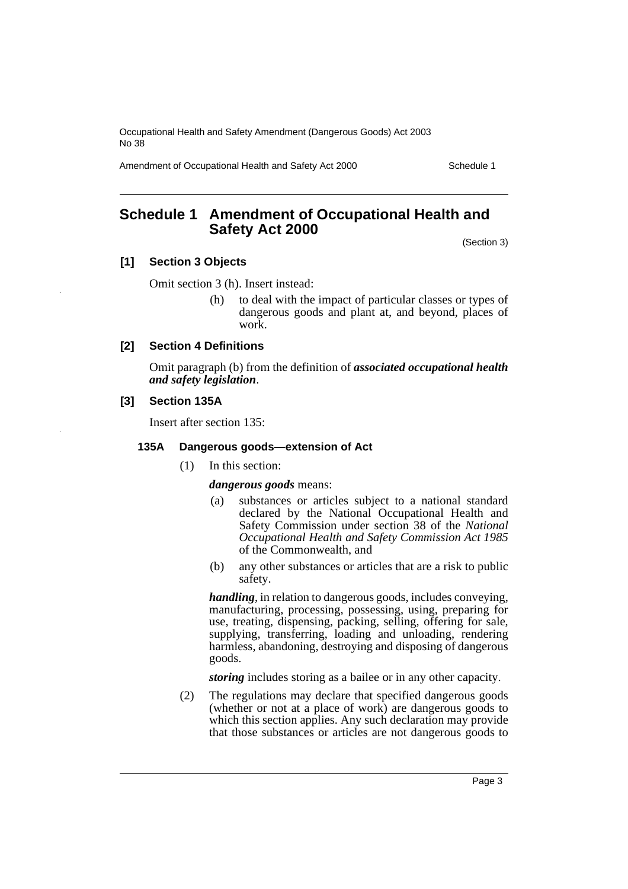## Schedule 1 Amendment of Occupational Health and Safety Act 2000

(Section 3)

### [1] Section 3 Objects

Omit section 3 (h). Insert instead:

(h) to deal with the impact of particular classes or types of dangerous goods and plant at, and beyond, places of work.

### [2] Section 4 Definitions

Omit paragraph (b) from the definition of ***associated occupational health and safety legislation***.

### [3] Section 135A

Insert after section 135:

#### 135A Dangerous goods—extension of Act

(1) In this section:

***dangerous goods*** means:

(a) substances or articles subject to a national standard declared by the National Occupational Health and Safety Commission under section 38 of the *National Occupational Health and Safety Commission Act 1985* of the Commonwealth, and

(b) any other substances or articles that are a risk to public safety.

***handling***, in relation to dangerous goods, includes conveying, manufacturing, processing, possessing, using, preparing for use, treating, dispensing, packing, selling, offering for sale, supplying, transferring, loading and unloading, rendering harmless, abandoning, destroying and disposing of dangerous goods.

***storing*** includes storing as a bailee or in any other capacity.

(2) The regulations may declare that specified dangerous goods (whether or not at a place of work) are dangerous goods to which this section applies. Any such declaration may provide that those substances or articles are not dangerous goods to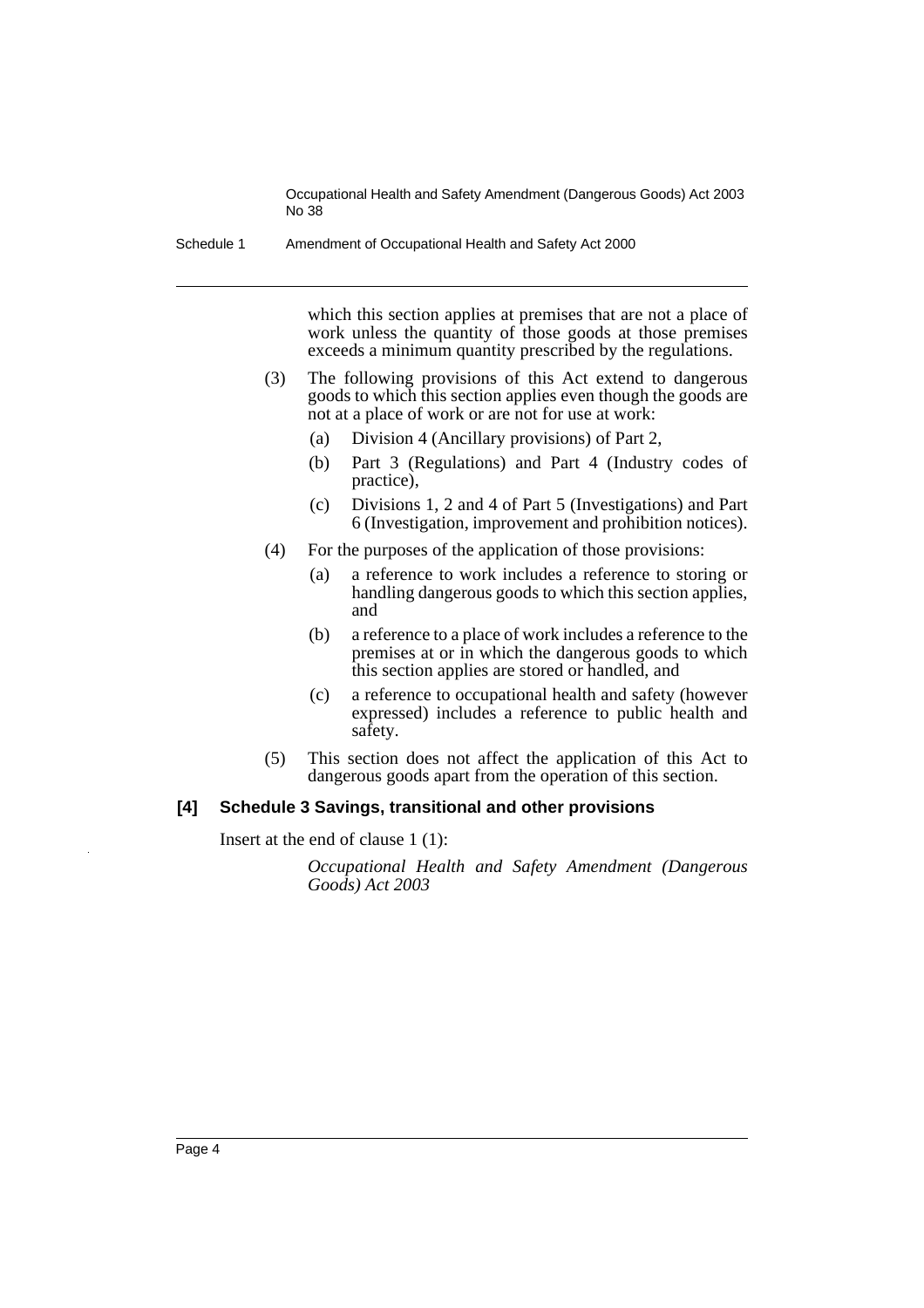which this section applies at premises that are not a place of work unless the quantity of those goods at those premises exceeds a minimum quantity prescribed by the regulations.

(3) The following provisions of this Act extend to dangerous goods to which this section applies even though the goods are not at a place of work or are not for use at work:

- (a) Division 4 (Ancillary provisions) of Part 2,
- (b) Part 3 (Regulations) and Part 4 (Industry codes of practice),
- (c) Divisions 1, 2 and 4 of Part 5 (Investigations) and Part 6 (Investigation, improvement and prohibition notices).

(4) For the purposes of the application of those provisions:

- (a) a reference to work includes a reference to storing or handling dangerous goods to which this section applies, and
- (b) a reference to a place of work includes a reference to the premises at or in which the dangerous goods to which this section applies are stored or handled, and
- (c) a reference to occupational health and safety (however expressed) includes a reference to public health and safety.

(5) This section does not affect the application of this Act to dangerous goods apart from the operation of this section.

**[4] Schedule 3 Savings, transitional and other provisions**

Insert at the end of clause 1 (1):

*Occupational Health and Safety Amendment (Dangerous Goods) Act 2003*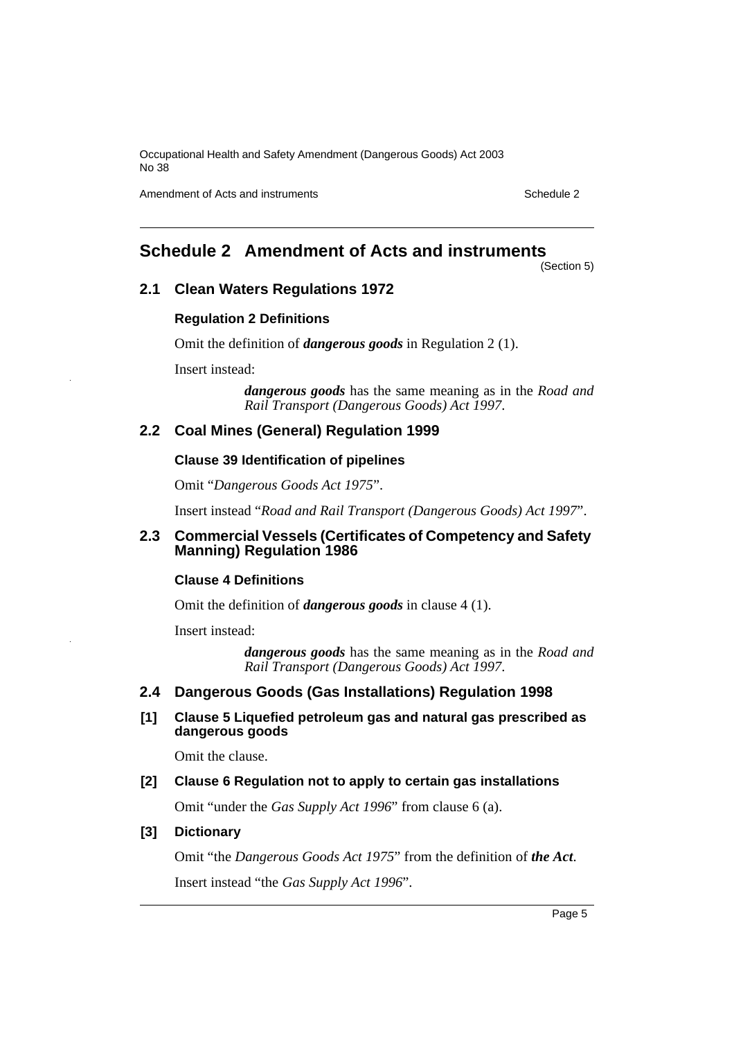## Schedule 2 Amendment of Acts and instruments

(Section 5)

### 2.1 Clean Waters Regulations 1972

#### Regulation 2 Definitions

Omit the definition of ***dangerous goods*** in Regulation 2 (1).

Insert instead:

> ***dangerous goods*** has the same meaning as in the *Road and Rail Transport (Dangerous Goods) Act 1997*.

### 2.2 Coal Mines (General) Regulation 1999

#### Clause 39 Identification of pipelines

Omit "*Dangerous Goods Act 1975*".

Insert instead "*Road and Rail Transport (Dangerous Goods) Act 1997*".

### 2.3 Commercial Vessels (Certificates of Competency and Safety Manning) Regulation 1986

#### Clause 4 Definitions

Omit the definition of ***dangerous goods*** in clause 4 (1).

Insert instead:

> ***dangerous goods*** has the same meaning as in the *Road and Rail Transport (Dangerous Goods) Act 1997*.

### 2.4 Dangerous Goods (Gas Installations) Regulation 1998

#### [1] Clause 5 Liquefied petroleum gas and natural gas prescribed as dangerous goods

Omit the clause.

#### [2] Clause 6 Regulation not to apply to certain gas installations

Omit "under the *Gas Supply Act 1996*" from clause 6 (a).

#### [3] Dictionary

Omit "the *Dangerous Goods Act 1975*" from the definition of ***the Act***.

Insert instead "the *Gas Supply Act 1996*".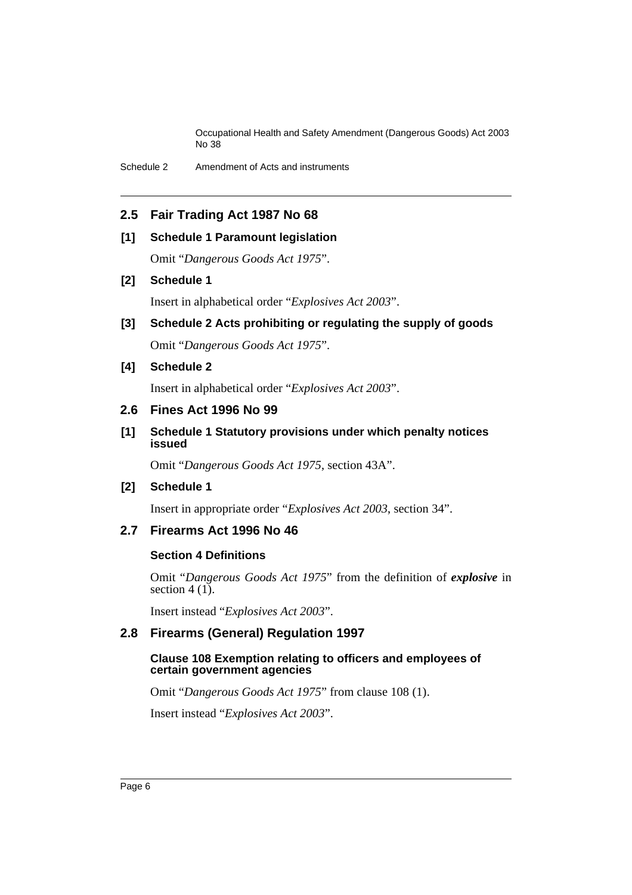## 2.5 Fair Trading Act 1987 No 68

### [1] Schedule 1 Paramount legislation

Omit "*Dangerous Goods Act 1975*".

### [2] Schedule 1

Insert in alphabetical order "*Explosives Act 2003*".

### [3] Schedule 2 Acts prohibiting or regulating the supply of goods

Omit "*Dangerous Goods Act 1975*".

### [4] Schedule 2

Insert in alphabetical order "*Explosives Act 2003*".

## 2.6 Fines Act 1996 No 99

### [1] Schedule 1 Statutory provisions under which penalty notices issued

Omit "*Dangerous Goods Act 1975*, section 43A".

### [2] Schedule 1

Insert in appropriate order "*Explosives Act 2003*, section 34".

## 2.7 Firearms Act 1996 No 46

### Section 4 Definitions

Omit "*Dangerous Goods Act 1975*" from the definition of ***explosive*** in section 4 (1).

Insert instead "*Explosives Act 2003*".

## 2.8 Firearms (General) Regulation 1997

### Clause 108 Exemption relating to officers and employees of certain government agencies

Omit "*Dangerous Goods Act 1975*" from clause 108 (1).

Insert instead "*Explosives Act 2003*".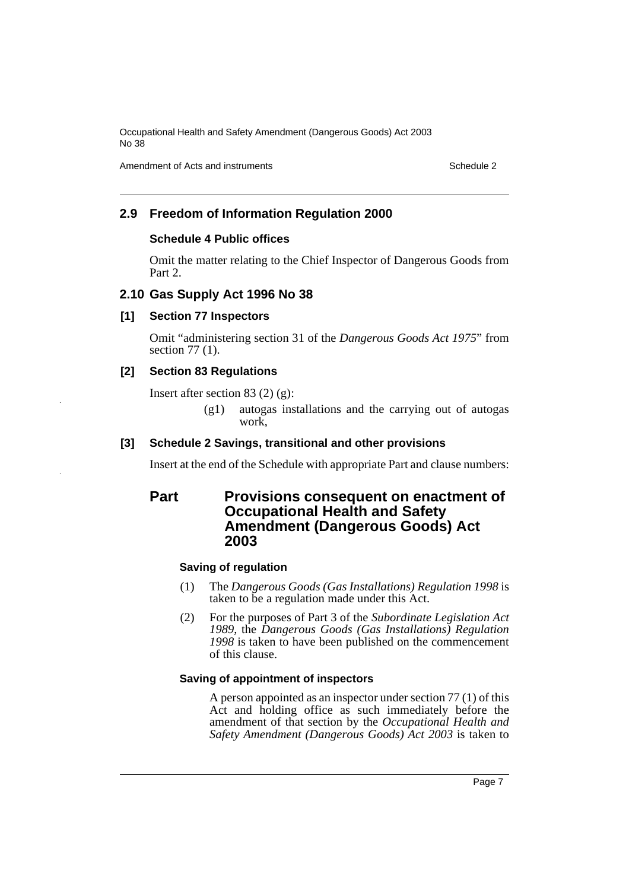## 2.9 Freedom of Information Regulation 2000

### Schedule 4 Public offices

Omit the matter relating to the Chief Inspector of Dangerous Goods from Part 2.

## 2.10 Gas Supply Act 1996 No 38

### [1] Section 77 Inspectors

Omit "administering section 31 of the *Dangerous Goods Act 1975*" from section 77 (1).

### [2] Section 83 Regulations

Insert after section 83 (2) (g):

> (g1) autogas installations and the carrying out of autogas work,

### [3] Schedule 2 Savings, transitional and other provisions

Insert at the end of the Schedule with appropriate Part and clause numbers:

## Part Provisions consequent on enactment of Occupational Health and Safety Amendment (Dangerous Goods) Act 2003

#### Saving of regulation

(1) The *Dangerous Goods (Gas Installations) Regulation 1998* is taken to be a regulation made under this Act.

(2) For the purposes of Part 3 of the *Subordinate Legislation Act 1989*, the *Dangerous Goods (Gas Installations) Regulation 1998* is taken to have been published on the commencement of this clause.

#### Saving of appointment of inspectors

A person appointed as an inspector under section 77 (1) of this Act and holding office as such immediately before the amendment of that section by the *Occupational Health and Safety Amendment (Dangerous Goods) Act 2003* is taken to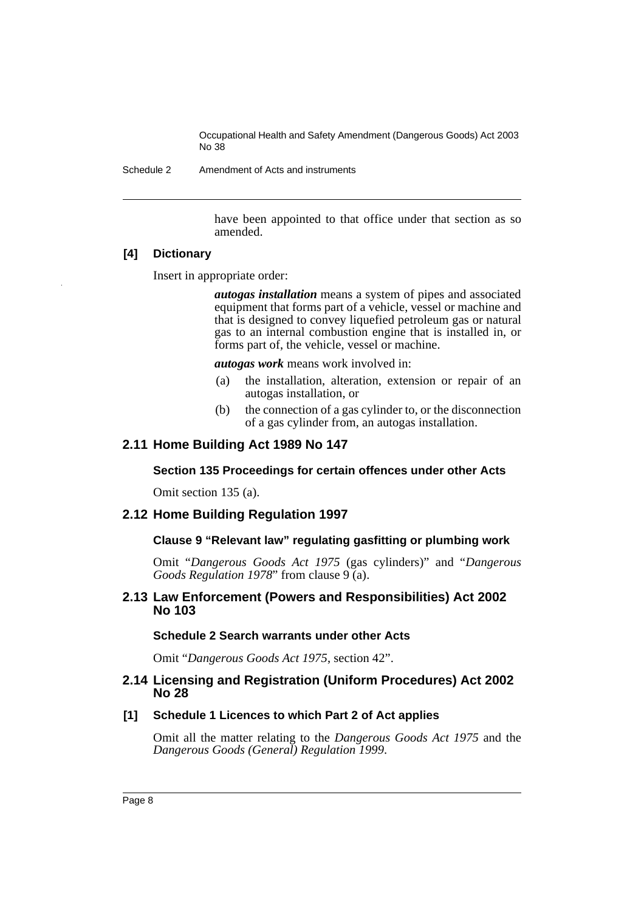have been appointed to that office under that section as so amended.

**[4] Dictionary**

Insert in appropriate order:

> ***autogas installation*** means a system of pipes and associated equipment that forms part of a vehicle, vessel or machine and that is designed to convey liquefied petroleum gas or natural gas to an internal combustion engine that is installed in, or forms part of, the vehicle, vessel or machine.
>
> ***autogas work*** means work involved in:
>
> (a) the installation, alteration, extension or repair of an autogas installation, or
>
> (b) the connection of a gas cylinder to, or the disconnection of a gas cylinder from, an autogas installation.

## 2.11 Home Building Act 1989 No 147

### Section 135 Proceedings for certain offences under other Acts

Omit section 135 (a).

## 2.12 Home Building Regulation 1997

### Clause 9 "Relevant law" regulating gasfitting or plumbing work

Omit "*Dangerous Goods Act 1975* (gas cylinders)" and "*Dangerous Goods Regulation 1978*" from clause 9 (a).

## 2.13 Law Enforcement (Powers and Responsibilities) Act 2002 No 103

### Schedule 2 Search warrants under other Acts

Omit "*Dangerous Goods Act 1975*, section 42".

## 2.14 Licensing and Registration (Uniform Procedures) Act 2002 No 28

**[1] Schedule 1 Licences to which Part 2 of Act applies**

Omit all the matter relating to the *Dangerous Goods Act 1975* and the *Dangerous Goods (General) Regulation 1999*.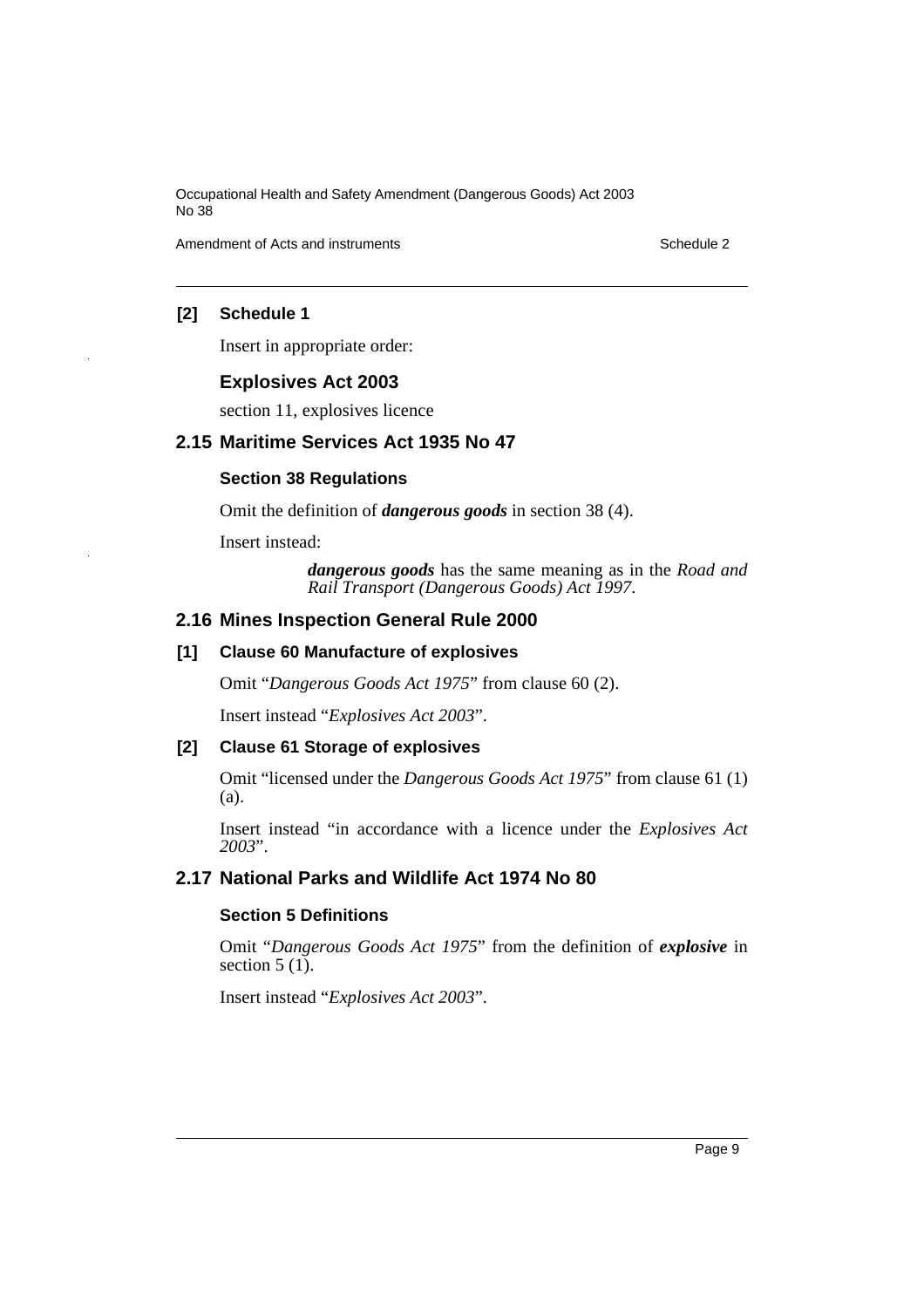### [2] Schedule 1

Insert in appropriate order:

### Explosives Act 2003

section 11, explosives licence

## 2.15 Maritime Services Act 1935 No 47

### Section 38 Regulations

Omit the definition of ***dangerous goods*** in section 38 (4).

Insert instead:

> ***dangerous goods*** has the same meaning as in the *Road and Rail Transport (Dangerous Goods) Act 1997*.

## 2.16 Mines Inspection General Rule 2000

### [1] Clause 60 Manufacture of explosives

Omit "*Dangerous Goods Act 1975*" from clause 60 (2).

Insert instead "*Explosives Act 2003*".

### [2] Clause 61 Storage of explosives

Omit "licensed under the *Dangerous Goods Act 1975*" from clause 61 (1) (a).

Insert instead "in accordance with a licence under the *Explosives Act 2003*".

## 2.17 National Parks and Wildlife Act 1974 No 80

### Section 5 Definitions

Omit "*Dangerous Goods Act 1975*" from the definition of ***explosive*** in section 5 (1).

Insert instead "*Explosives Act 2003*".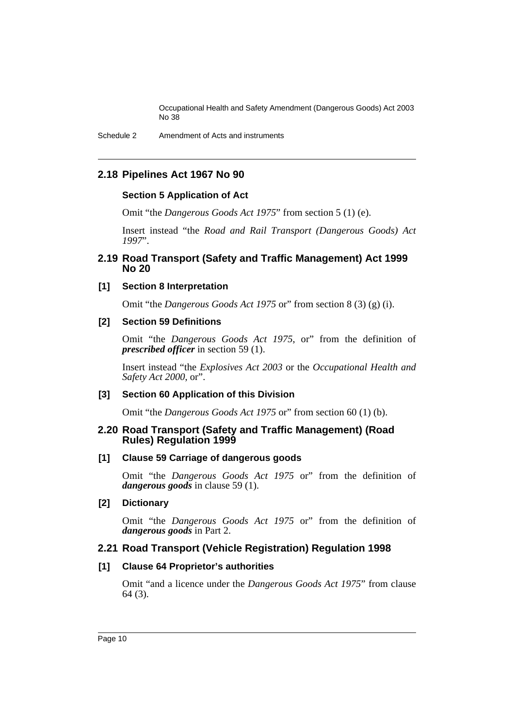## 2.18 Pipelines Act 1967 No 90

### Section 5 Application of Act

Omit "the *Dangerous Goods Act 1975*" from section 5 (1) (e).

Insert instead "the *Road and Rail Transport (Dangerous Goods) Act 1997*".

## 2.19 Road Transport (Safety and Traffic Management) Act 1999 No 20

### [1] Section 8 Interpretation

Omit "the *Dangerous Goods Act 1975* or" from section 8 (3) (g) (i).

### [2] Section 59 Definitions

Omit "the *Dangerous Goods Act 1975*, or" from the definition of ***prescribed officer*** in section 59 (1).

Insert instead "the *Explosives Act 2003* or the *Occupational Health and Safety Act 2000*, or".

### [3] Section 60 Application of this Division

Omit "the *Dangerous Goods Act 1975* or" from section 60 (1) (b).

## 2.20 Road Transport (Safety and Traffic Management) (Road Rules) Regulation 1999

### [1] Clause 59 Carriage of dangerous goods

Omit "the *Dangerous Goods Act 1975* or" from the definition of ***dangerous goods*** in clause 59 (1).

### [2] Dictionary

Omit "the *Dangerous Goods Act 1975* or" from the definition of ***dangerous goods*** in Part 2.

## 2.21 Road Transport (Vehicle Registration) Regulation 1998

### [1] Clause 64 Proprietor's authorities

Omit "and a licence under the *Dangerous Goods Act 1975*" from clause 64 (3).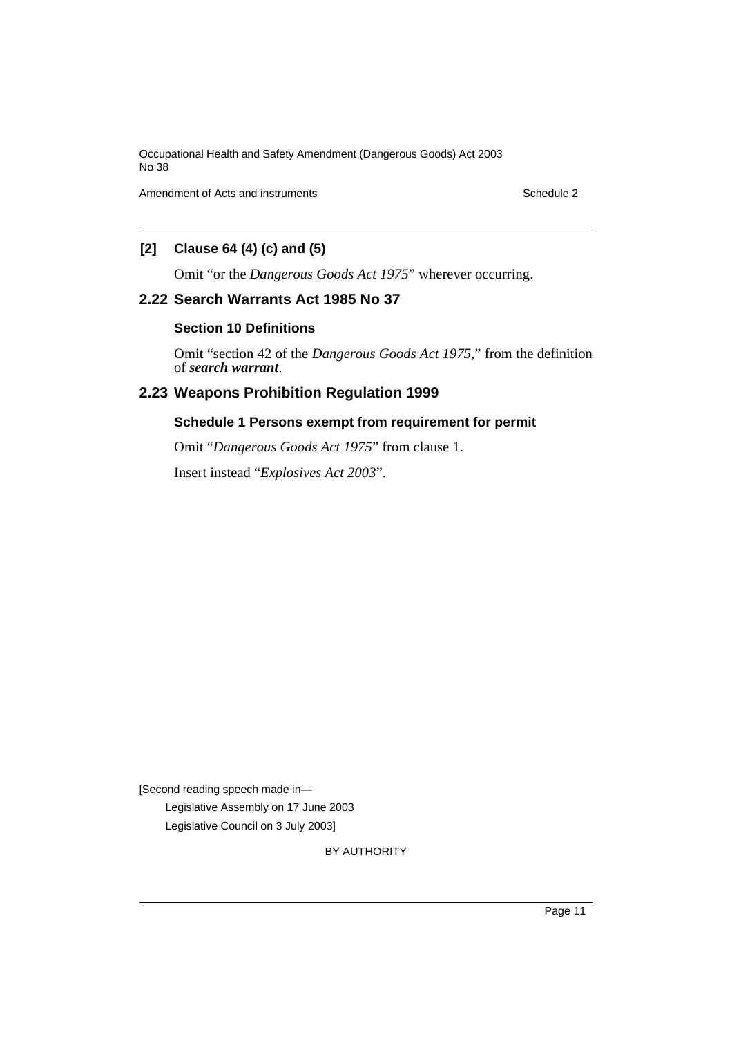### [2] Clause 64 (4) (c) and (5)

Omit "or the *Dangerous Goods Act 1975*" wherever occurring.

## 2.22 Search Warrants Act 1985 No 37

### Section 10 Definitions

Omit "section 42 of the *Dangerous Goods Act 1975*," from the definition of ***search warrant***.

## 2.23 Weapons Prohibition Regulation 1999

### Schedule 1 Persons exempt from requirement for permit

Omit "*Dangerous Goods Act 1975*" from clause 1.

Insert instead "*Explosives Act 2003*".

[Second reading speech made in—

Legislative Assembly on 17 June 2003

Legislative Council on 3 July 2003]

BY AUTHORITY